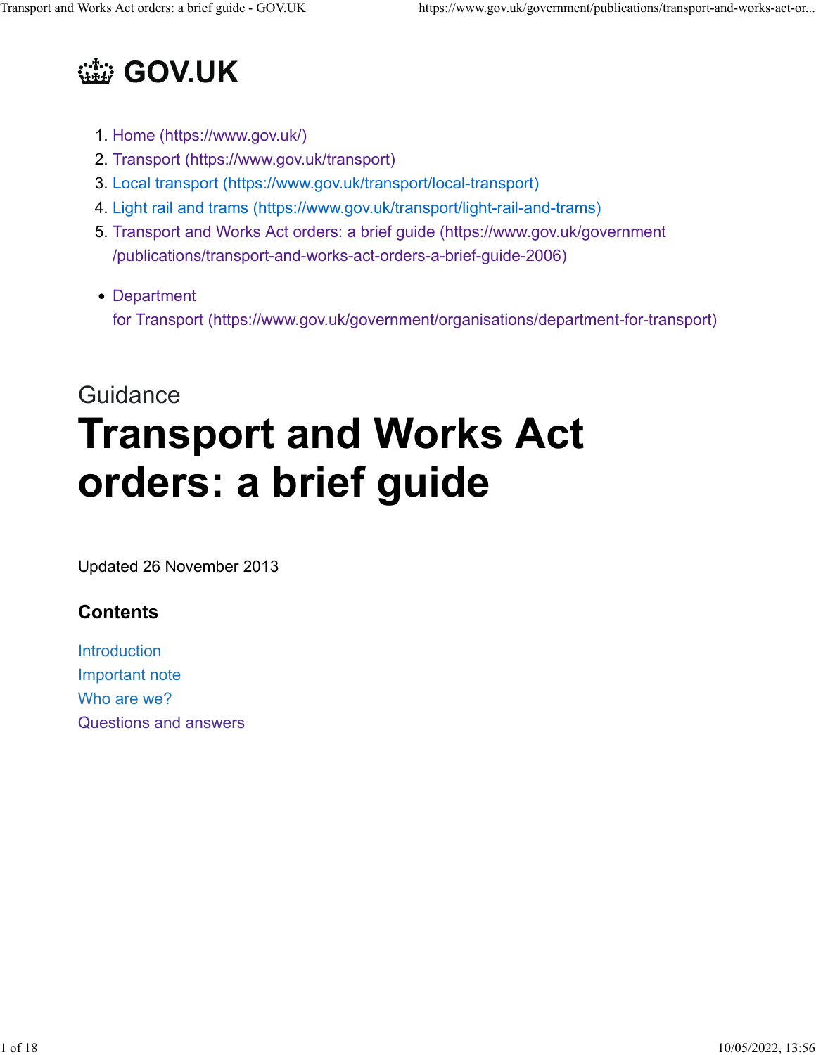# GOV.UK

1. Home (https://www.gov.uk/)
2. Transport (https://www.gov.uk/transport)
3. Local transport (https://www.gov.uk/transport/local-transport)
4. Light rail and trams (https://www.gov.uk/transport/light-rail-and-trams)
5. Transport and Works Act orders: a brief guide (https://www.gov.uk/government/publications/transport-and-works-act-orders-a-brief-guide-2006)

- Department for Transport (https://www.gov.uk/government/organisations/department-for-transport)

Guidance

# Transport and Works Act orders: a brief guide

Updated 26 November 2013

## Contents

Introduction
Important note
Who are we?
Questions and answers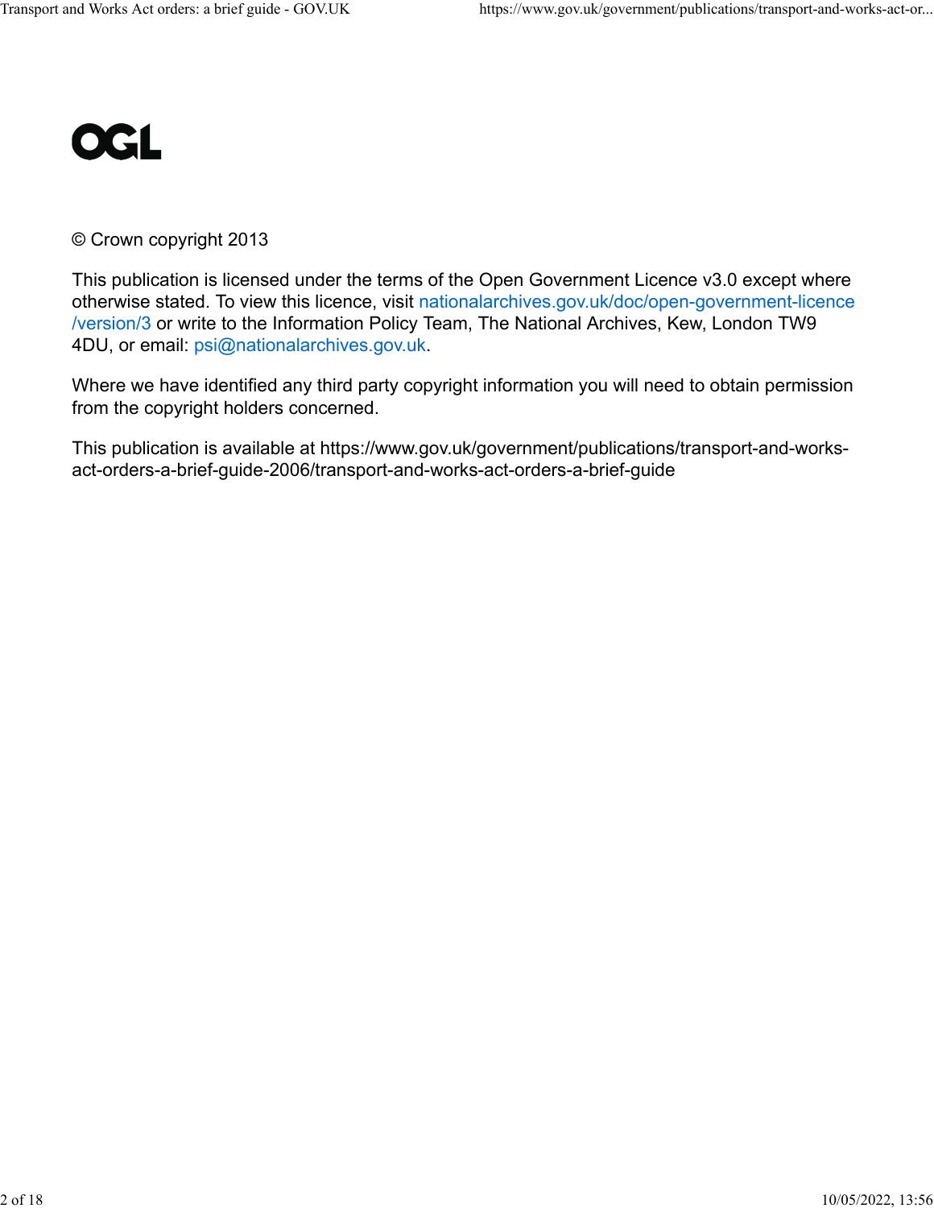OGL

© Crown copyright 2013

This publication is licensed under the terms of the Open Government Licence v3.0 except where otherwise stated. To view this licence, visit nationalarchives.gov.uk/doc/open-government-licence/version/3 or write to the Information Policy Team, The National Archives, Kew, London TW9 4DU, or email: psi@nationalarchives.gov.uk.

Where we have identified any third party copyright information you will need to obtain permission from the copyright holders concerned.

This publication is available at https://www.gov.uk/government/publications/transport-and-works-act-orders-a-brief-guide-2006/transport-and-works-act-orders-a-brief-guide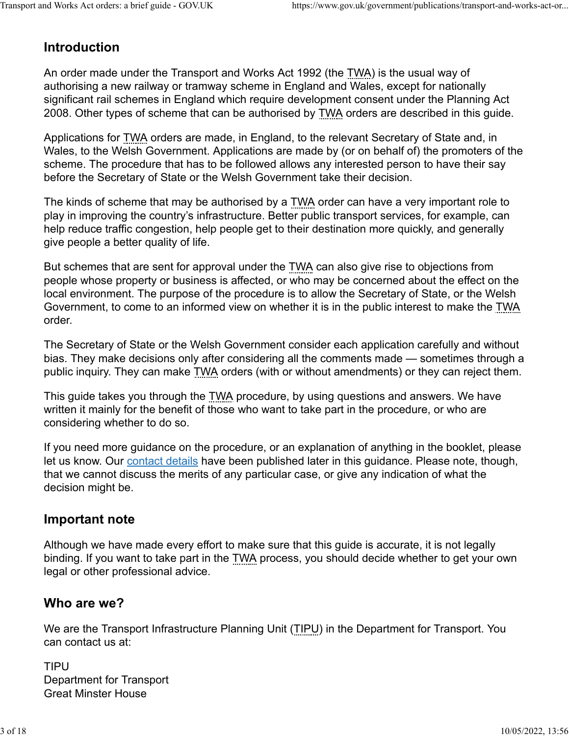## Introduction

An order made under the Transport and Works Act 1992 (the TWA) is the usual way of authorising a new railway or tramway scheme in England and Wales, except for nationally significant rail schemes in England which require development consent under the Planning Act 2008. Other types of scheme that can be authorised by TWA orders are described in this guide.

Applications for TWA orders are made, in England, to the relevant Secretary of State and, in Wales, to the Welsh Government. Applications are made by (or on behalf of) the promoters of the scheme. The procedure that has to be followed allows any interested person to have their say before the Secretary of State or the Welsh Government take their decision.

The kinds of scheme that may be authorised by a TWA order can have a very important role to play in improving the country's infrastructure. Better public transport services, for example, can help reduce traffic congestion, help people get to their destination more quickly, and generally give people a better quality of life.

But schemes that are sent for approval under the TWA can also give rise to objections from people whose property or business is affected, or who may be concerned about the effect on the local environment. The purpose of the procedure is to allow the Secretary of State, or the Welsh Government, to come to an informed view on whether it is in the public interest to make the TWA order.

The Secretary of State or the Welsh Government consider each application carefully and without bias. They make decisions only after considering all the comments made — sometimes through a public inquiry. They can make TWA orders (with or without amendments) or they can reject them.

This guide takes you through the TWA procedure, by using questions and answers. We have written it mainly for the benefit of those who want to take part in the procedure, or who are considering whether to do so.

If you need more guidance on the procedure, or an explanation of anything in the booklet, please let us know. Our [contact details](#) have been published later in this guidance. Please note, though, that we cannot discuss the merits of any particular case, or give any indication of what the decision might be.

## Important note

Although we have made every effort to make sure that this guide is accurate, it is not legally binding. If you want to take part in the TWA process, you should decide whether to get your own legal or other professional advice.

## Who are we?

We are the Transport Infrastructure Planning Unit (TIPU) in the Department for Transport. You can contact us at:

TIPU
Department for Transport
Great Minster House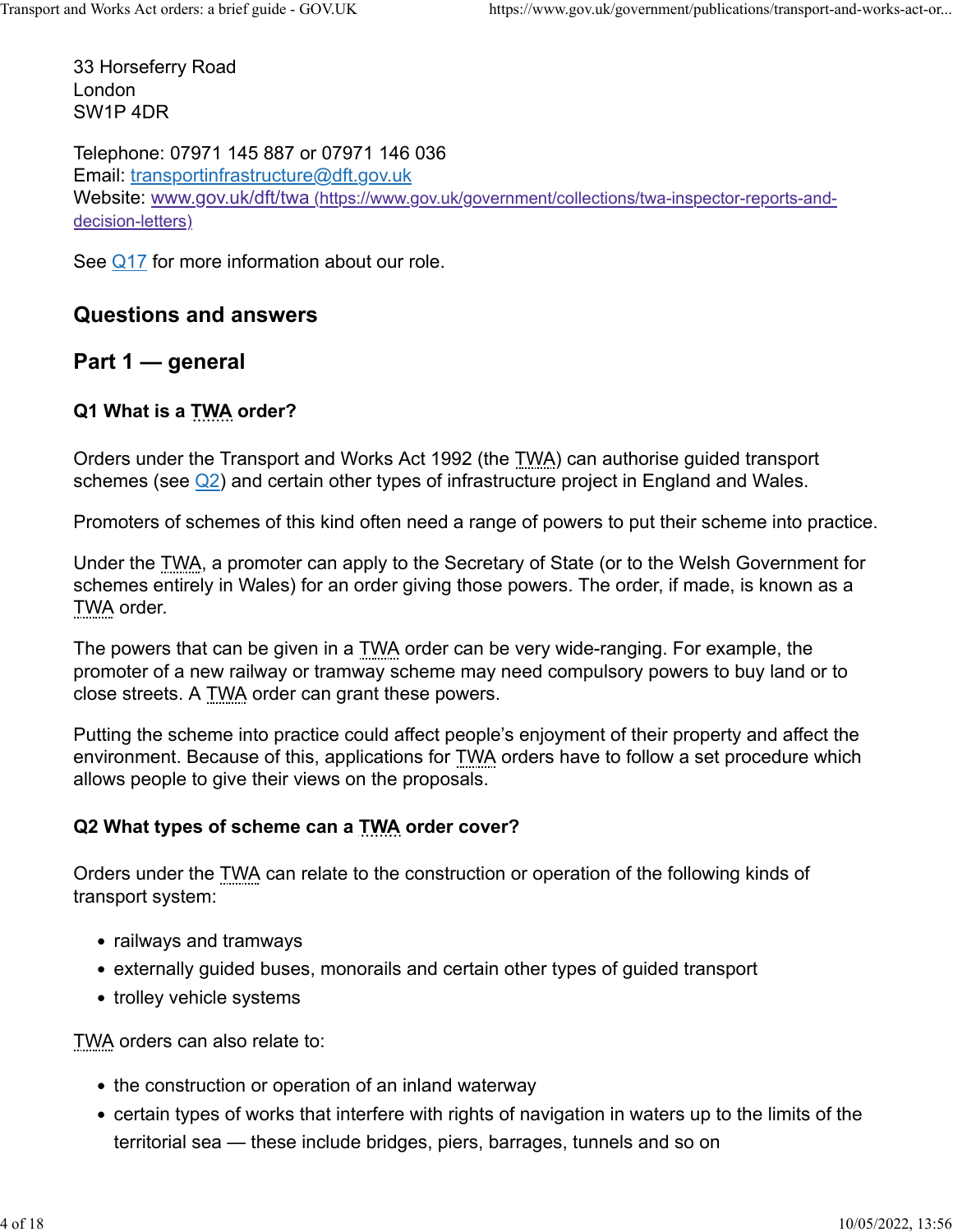33 Horseferry Road
London
SW1P 4DR

Telephone: 07971 145 887 or 07971 146 036
Email: [transportinfrastructure@dft.gov.uk](mailto:transportinfrastructure@dft.gov.uk)
Website: [www.gov.uk/dft/twa](https://www.gov.uk/government/collections/twa-inspector-reports-and-decision-letters) (https://www.gov.uk/government/collections/twa-inspector-reports-and-decision-letters)

See Q17 for more information about our role.

## Questions and answers

## Part 1 — general

### Q1 What is a TWA order?

Orders under the Transport and Works Act 1992 (the TWA) can authorise guided transport schemes (see Q2) and certain other types of infrastructure project in England and Wales.

Promoters of schemes of this kind often need a range of powers to put their scheme into practice.

Under the TWA, a promoter can apply to the Secretary of State (or to the Welsh Government for schemes entirely in Wales) for an order giving those powers. The order, if made, is known as a TWA order.

The powers that can be given in a TWA order can be very wide-ranging. For example, the promoter of a new railway or tramway scheme may need compulsory powers to buy land or to close streets. A TWA order can grant these powers.

Putting the scheme into practice could affect people's enjoyment of their property and affect the environment. Because of this, applications for TWA orders have to follow a set procedure which allows people to give their views on the proposals.

### Q2 What types of scheme can a TWA order cover?

Orders under the TWA can relate to the construction or operation of the following kinds of transport system:

- railways and tramways
- externally guided buses, monorails and certain other types of guided transport
- trolley vehicle systems

TWA orders can also relate to:

- the construction or operation of an inland waterway
- certain types of works that interfere with rights of navigation in waters up to the limits of the territorial sea — these include bridges, piers, barrages, tunnels and so on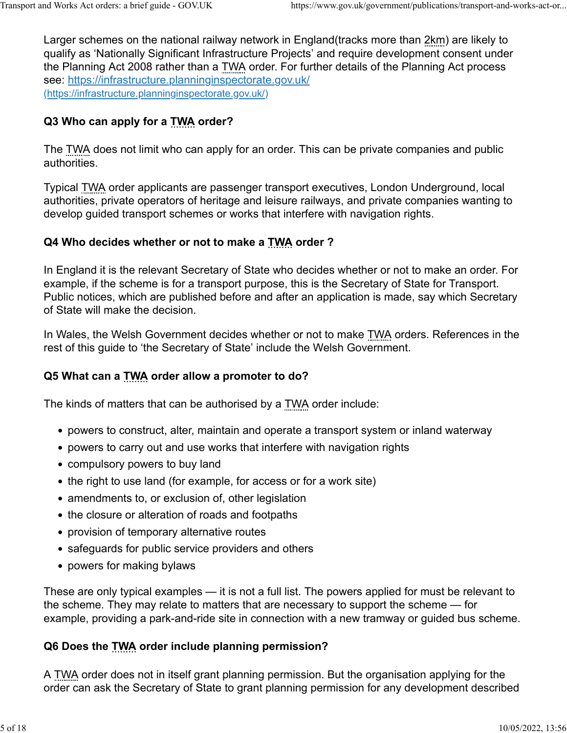Larger schemes on the national railway network in England(tracks more than 2km) are likely to qualify as 'Nationally Significant Infrastructure Projects' and require development consent under the Planning Act 2008 rather than a TWA order. For further details of the Planning Act process see: [https://infrastructure.planninginspectorate.gov.uk/ (https://infrastructure.planninginspectorate.gov.uk/)](https://infrastructure.planninginspectorate.gov.uk/)

### Q3 Who can apply for a TWA order?

The TWA does not limit who can apply for an order. This can be private companies and public authorities.

Typical TWA order applicants are passenger transport executives, London Underground, local authorities, private operators of heritage and leisure railways, and private companies wanting to develop guided transport schemes or works that interfere with navigation rights.

### Q4 Who decides whether or not to make a TWA order ?

In England it is the relevant Secretary of State who decides whether or not to make an order. For example, if the scheme is for a transport purpose, this is the Secretary of State for Transport. Public notices, which are published before and after an application is made, say which Secretary of State will make the decision.

In Wales, the Welsh Government decides whether or not to make TWA orders. References in the rest of this guide to 'the Secretary of State' include the Welsh Government.

### Q5 What can a TWA order allow a promoter to do?

The kinds of matters that can be authorised by a TWA order include:

- powers to construct, alter, maintain and operate a transport system or inland waterway
- powers to carry out and use works that interfere with navigation rights
- compulsory powers to buy land
- the right to use land (for example, for access or for a work site)
- amendments to, or exclusion of, other legislation
- the closure or alteration of roads and footpaths
- provision of temporary alternative routes
- safeguards for public service providers and others
- powers for making bylaws

These are only typical examples — it is not a full list. The powers applied for must be relevant to the scheme. They may relate to matters that are necessary to support the scheme — for example, providing a park-and-ride site in connection with a new tramway or guided bus scheme.

### Q6 Does the TWA order include planning permission?

A TWA order does not in itself grant planning permission. But the organisation applying for the order can ask the Secretary of State to grant planning permission for any development described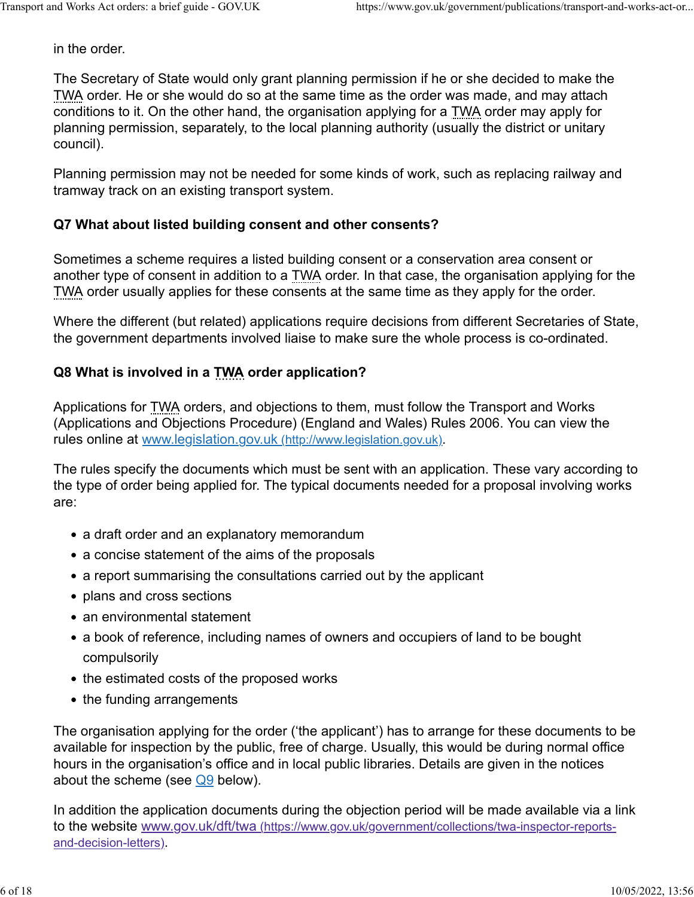in the order.

The Secretary of State would only grant planning permission if he or she decided to make the TWA order. He or she would do so at the same time as the order was made, and may attach conditions to it. On the other hand, the organisation applying for a TWA order may apply for planning permission, separately, to the local planning authority (usually the district or unitary council).

Planning permission may not be needed for some kinds of work, such as replacing railway and tramway track on an existing transport system.

### Q7 What about listed building consent and other consents?

Sometimes a scheme requires a listed building consent or a conservation area consent or another type of consent in addition to a TWA order. In that case, the organisation applying for the TWA order usually applies for these consents at the same time as they apply for the order.

Where the different (but related) applications require decisions from different Secretaries of State, the government departments involved liaise to make sure the whole process is co-ordinated.

### Q8 What is involved in a TWA order application?

Applications for TWA orders, and objections to them, must follow the Transport and Works (Applications and Objections Procedure) (England and Wales) Rules 2006. You can view the rules online at [www.legislation.gov.uk (http://www.legislation.gov.uk)](http://www.legislation.gov.uk).

The rules specify the documents which must be sent with an application. These vary according to the type of order being applied for. The typical documents needed for a proposal involving works are:

- a draft order and an explanatory memorandum
- a concise statement of the aims of the proposals
- a report summarising the consultations carried out by the applicant
- plans and cross sections
- an environmental statement
- a book of reference, including names of owners and occupiers of land to be bought compulsorily
- the estimated costs of the proposed works
- the funding arrangements

The organisation applying for the order ('the applicant') has to arrange for these documents to be available for inspection by the public, free of charge. Usually, this would be during normal office hours in the organisation's office and in local public libraries. Details are given in the notices about the scheme (see Q9 below).

In addition the application documents during the objection period will be made available via a link to the website [www.gov.uk/dft/twa (https://www.gov.uk/government/collections/twa-inspector-reports-and-decision-letters)](https://www.gov.uk/government/collections/twa-inspector-reports-and-decision-letters).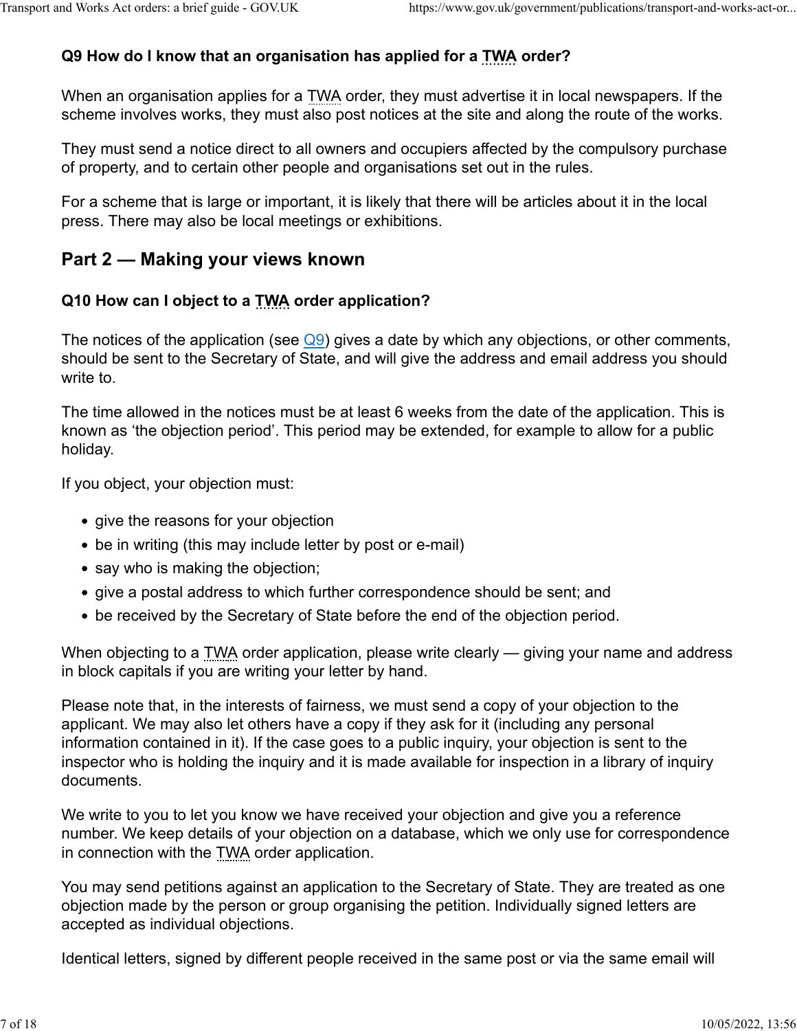### Q9 How do I know that an organisation has applied for a TWA order?

When an organisation applies for a TWA order, they must advertise it in local newspapers. If the scheme involves works, they must also post notices at the site and along the route of the works.

They must send a notice direct to all owners and occupiers affected by the compulsory purchase of property, and to certain other people and organisations set out in the rules.

For a scheme that is large or important, it is likely that there will be articles about it in the local press. There may also be local meetings or exhibitions.

## Part 2 — Making your views known

### Q10 How can I object to a TWA order application?

The notices of the application (see Q9) gives a date by which any objections, or other comments, should be sent to the Secretary of State, and will give the address and email address you should write to.

The time allowed in the notices must be at least 6 weeks from the date of the application. This is known as 'the objection period'. This period may be extended, for example to allow for a public holiday.

If you object, your objection must:

- give the reasons for your objection
- be in writing (this may include letter by post or e-mail)
- say who is making the objection;
- give a postal address to which further correspondence should be sent; and
- be received by the Secretary of State before the end of the objection period.

When objecting to a TWA order application, please write clearly — giving your name and address in block capitals if you are writing your letter by hand.

Please note that, in the interests of fairness, we must send a copy of your objection to the applicant. We may also let others have a copy if they ask for it (including any personal information contained in it). If the case goes to a public inquiry, your objection is sent to the inspector who is holding the inquiry and it is made available for inspection in a library of inquiry documents.

We write to you to let you know we have received your objection and give you a reference number. We keep details of your objection on a database, which we only use for correspondence in connection with the TWA order application.

You may send petitions against an application to the Secretary of State. They are treated as one objection made by the person or group organising the petition. Individually signed letters are accepted as individual objections.

Identical letters, signed by different people received in the same post or via the same email will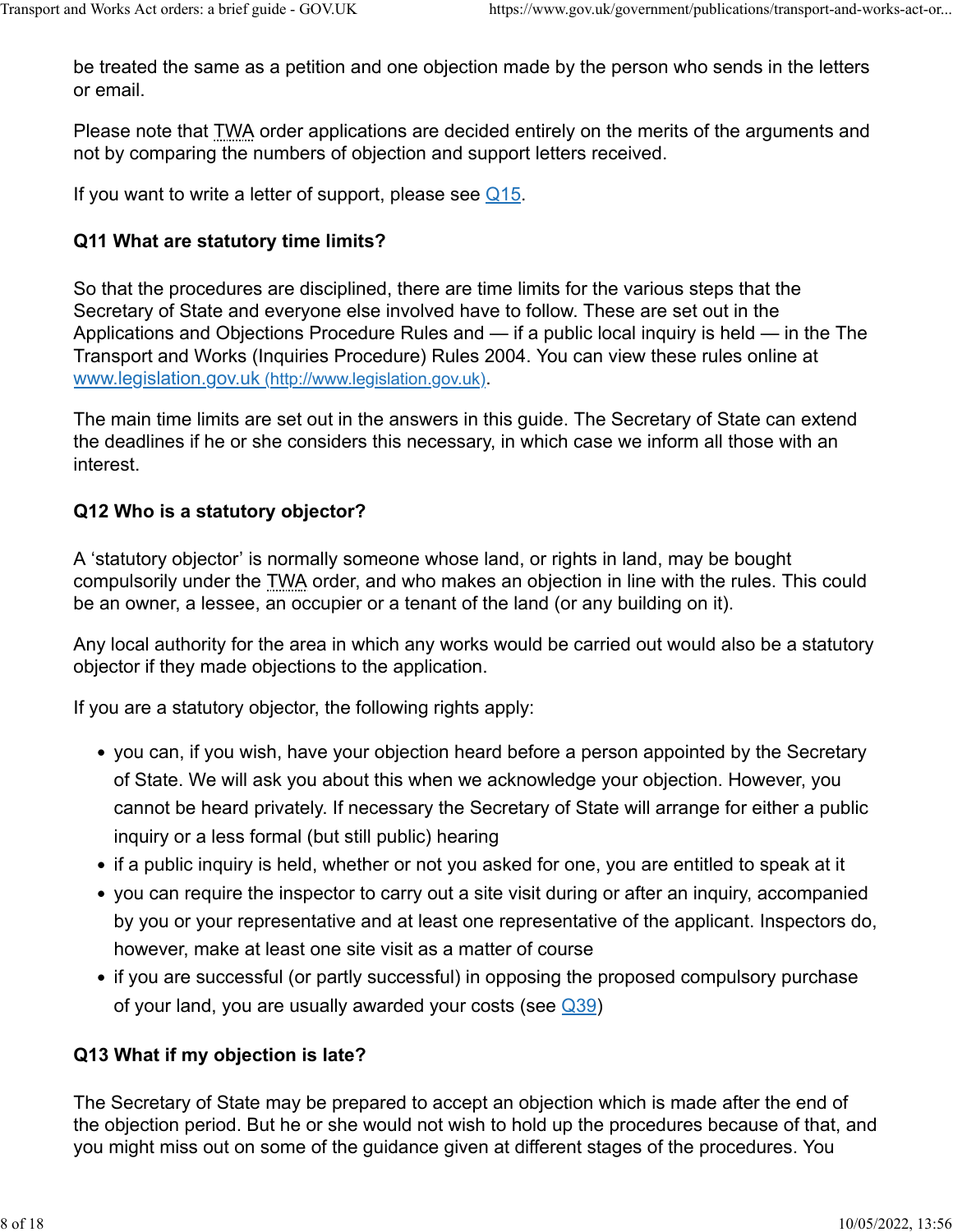be treated the same as a petition and one objection made by the person who sends in the letters or email.

Please note that TWA order applications are decided entirely on the merits of the arguments and not by comparing the numbers of objection and support letters received.

If you want to write a letter of support, please see [Q15](#).

### Q11 What are statutory time limits?

So that the procedures are disciplined, there are time limits for the various steps that the Secretary of State and everyone else involved have to follow. These are set out in the Applications and Objections Procedure Rules and — if a public local inquiry is held — in the The Transport and Works (Inquiries Procedure) Rules 2004. You can view these rules online at [www.legislation.gov.uk (http://www.legislation.gov.uk)](http://www.legislation.gov.uk).

The main time limits are set out in the answers in this guide. The Secretary of State can extend the deadlines if he or she considers this necessary, in which case we inform all those with an interest.

### Q12 Who is a statutory objector?

A 'statutory objector' is normally someone whose land, or rights in land, may be bought compulsorily under the TWA order, and who makes an objection in line with the rules. This could be an owner, a lessee, an occupier or a tenant of the land (or any building on it).

Any local authority for the area in which any works would be carried out would also be a statutory objector if they made objections to the application.

If you are a statutory objector, the following rights apply:

- you can, if you wish, have your objection heard before a person appointed by the Secretary of State. We will ask you about this when we acknowledge your objection. However, you cannot be heard privately. If necessary the Secretary of State will arrange for either a public inquiry or a less formal (but still public) hearing
- if a public inquiry is held, whether or not you asked for one, you are entitled to speak at it
- you can require the inspector to carry out a site visit during or after an inquiry, accompanied by you or your representative and at least one representative of the applicant. Inspectors do, however, make at least one site visit as a matter of course
- if you are successful (or partly successful) in opposing the proposed compulsory purchase of your land, you are usually awarded your costs (see [Q39](#))

### Q13 What if my objection is late?

The Secretary of State may be prepared to accept an objection which is made after the end of the objection period. But he or she would not wish to hold up the procedures because of that, and you might miss out on some of the guidance given at different stages of the procedures. You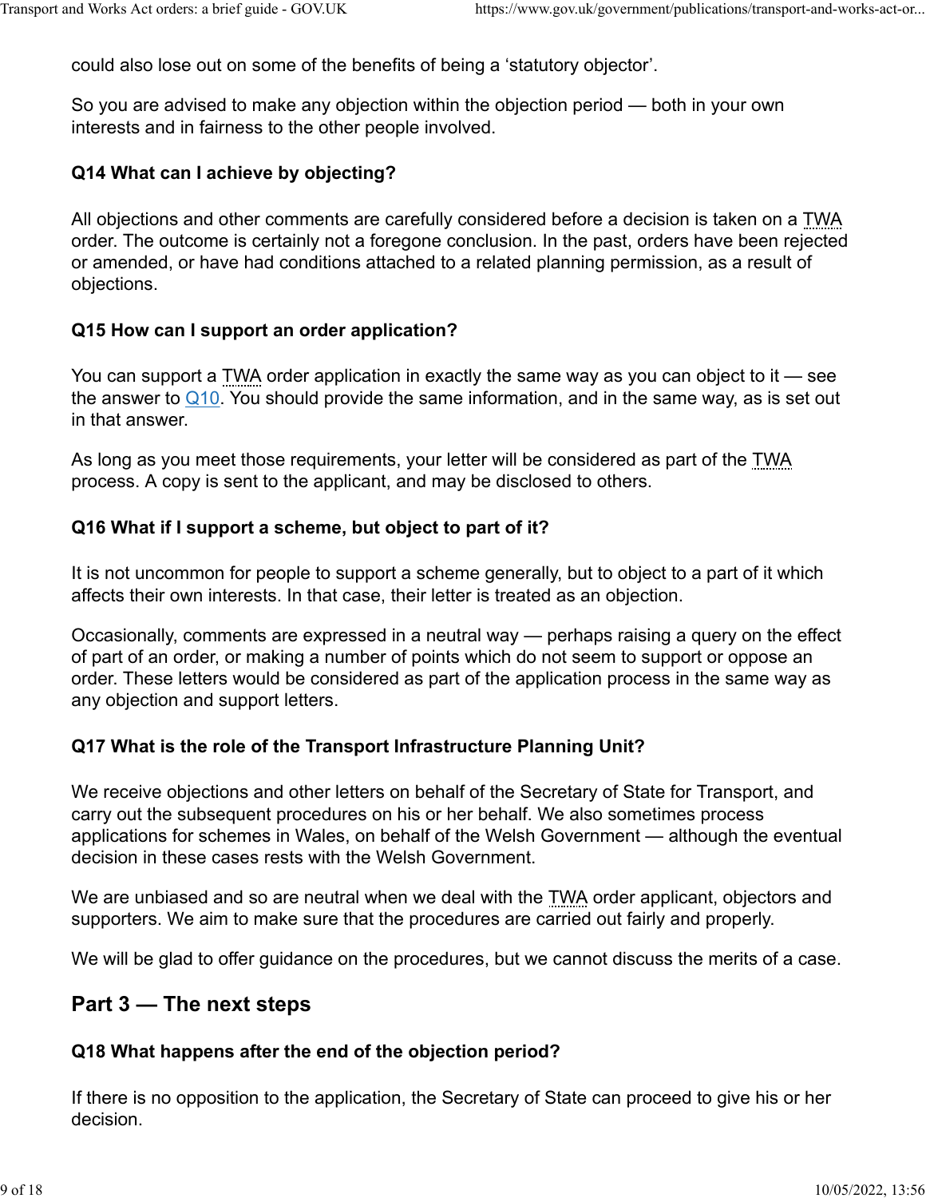could also lose out on some of the benefits of being a ‘statutory objector’.

So you are advised to make any objection within the objection period — both in your own interests and in fairness to the other people involved.

### Q14 What can I achieve by objecting?

All objections and other comments are carefully considered before a decision is taken on a TWA order. The outcome is certainly not a foregone conclusion. In the past, orders have been rejected or amended, or have had conditions attached to a related planning permission, as a result of objections.

### Q15 How can I support an order application?

You can support a TWA order application in exactly the same way as you can object to it — see the answer to Q10. You should provide the same information, and in the same way, as is set out in that answer.

As long as you meet those requirements, your letter will be considered as part of the TWA process. A copy is sent to the applicant, and may be disclosed to others.

### Q16 What if I support a scheme, but object to part of it?

It is not uncommon for people to support a scheme generally, but to object to a part of it which affects their own interests. In that case, their letter is treated as an objection.

Occasionally, comments are expressed in a neutral way — perhaps raising a query on the effect of part of an order, or making a number of points which do not seem to support or oppose an order. These letters would be considered as part of the application process in the same way as any objection and support letters.

### Q17 What is the role of the Transport Infrastructure Planning Unit?

We receive objections and other letters on behalf of the Secretary of State for Transport, and carry out the subsequent procedures on his or her behalf. We also sometimes process applications for schemes in Wales, on behalf of the Welsh Government — although the eventual decision in these cases rests with the Welsh Government.

We are unbiased and so are neutral when we deal with the TWA order applicant, objectors and supporters. We aim to make sure that the procedures are carried out fairly and properly.

We will be glad to offer guidance on the procedures, but we cannot discuss the merits of a case.

## Part 3 — The next steps

### Q18 What happens after the end of the objection period?

If there is no opposition to the application, the Secretary of State can proceed to give his or her decision.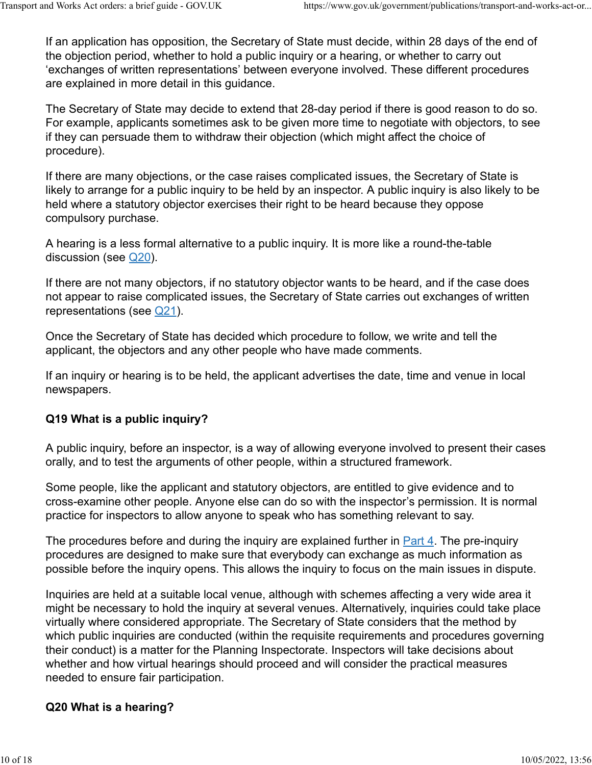If an application has opposition, the Secretary of State must decide, within 28 days of the end of the objection period, whether to hold a public inquiry or a hearing, or whether to carry out 'exchanges of written representations' between everyone involved. These different procedures are explained in more detail in this guidance.

The Secretary of State may decide to extend that 28-day period if there is good reason to do so. For example, applicants sometimes ask to be given more time to negotiate with objectors, to see if they can persuade them to withdraw their objection (which might affect the choice of procedure).

If there are many objections, or the case raises complicated issues, the Secretary of State is likely to arrange for a public inquiry to be held by an inspector. A public inquiry is also likely to be held where a statutory objector exercises their right to be heard because they oppose compulsory purchase.

A hearing is a less formal alternative to a public inquiry. It is more like a round-the-table discussion (see Q20).

If there are not many objectors, if no statutory objector wants to be heard, and if the case does not appear to raise complicated issues, the Secretary of State carries out exchanges of written representations (see Q21).

Once the Secretary of State has decided which procedure to follow, we write and tell the applicant, the objectors and any other people who have made comments.

If an inquiry or hearing is to be held, the applicant advertises the date, time and venue in local newspapers.

### Q19 What is a public inquiry?

A public inquiry, before an inspector, is a way of allowing everyone involved to present their cases orally, and to test the arguments of other people, within a structured framework.

Some people, like the applicant and statutory objectors, are entitled to give evidence and to cross-examine other people. Anyone else can do so with the inspector's permission. It is normal practice for inspectors to allow anyone to speak who has something relevant to say.

The procedures before and during the inquiry are explained further in Part 4. The pre-inquiry procedures are designed to make sure that everybody can exchange as much information as possible before the inquiry opens. This allows the inquiry to focus on the main issues in dispute.

Inquiries are held at a suitable local venue, although with schemes affecting a very wide area it might be necessary to hold the inquiry at several venues. Alternatively, inquiries could take place virtually where considered appropriate. The Secretary of State considers that the method by which public inquiries are conducted (within the requisite requirements and procedures governing their conduct) is a matter for the Planning Inspectorate. Inspectors will take decisions about whether and how virtual hearings should proceed and will consider the practical measures needed to ensure fair participation.

### Q20 What is a hearing?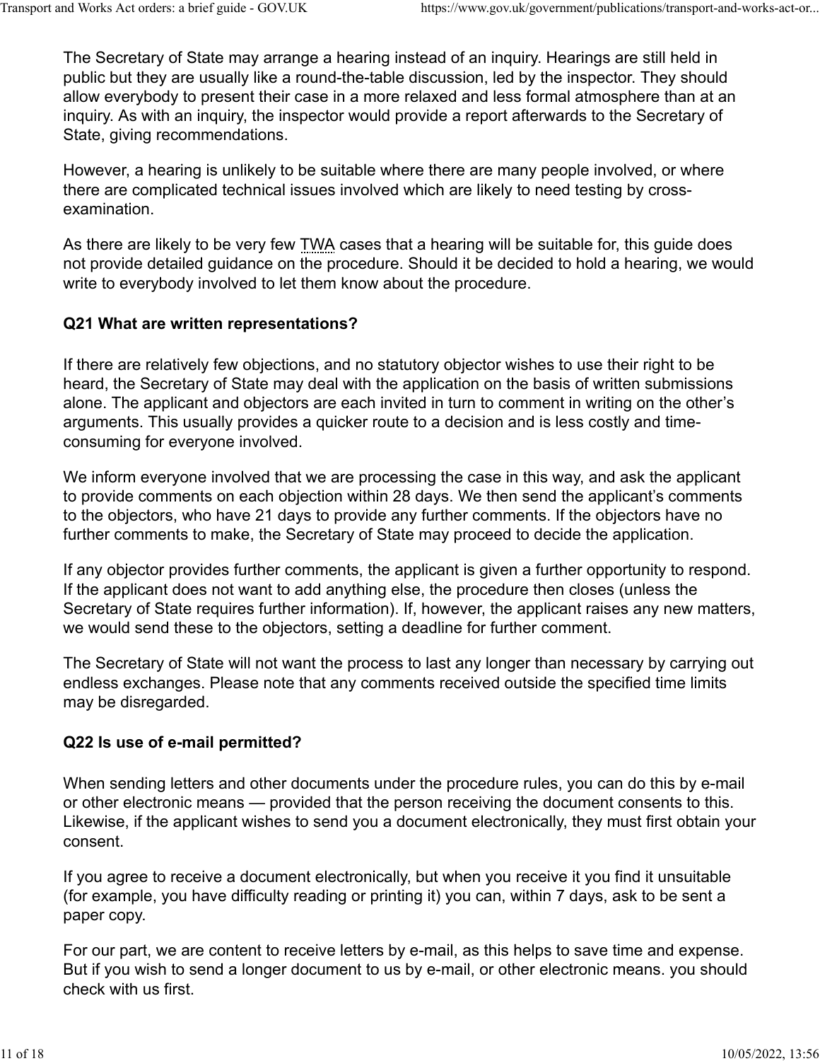The Secretary of State may arrange a hearing instead of an inquiry. Hearings are still held in public but they are usually like a round-the-table discussion, led by the inspector. They should allow everybody to present their case in a more relaxed and less formal atmosphere than at an inquiry. As with an inquiry, the inspector would provide a report afterwards to the Secretary of State, giving recommendations.

However, a hearing is unlikely to be suitable where there are many people involved, or where there are complicated technical issues involved which are likely to need testing by cross-examination.

As there are likely to be very few TWA cases that a hearing will be suitable for, this guide does not provide detailed guidance on the procedure. Should it be decided to hold a hearing, we would write to everybody involved to let them know about the procedure.

### Q21 What are written representations?

If there are relatively few objections, and no statutory objector wishes to use their right to be heard, the Secretary of State may deal with the application on the basis of written submissions alone. The applicant and objectors are each invited in turn to comment in writing on the other's arguments. This usually provides a quicker route to a decision and is less costly and time-consuming for everyone involved.

We inform everyone involved that we are processing the case in this way, and ask the applicant to provide comments on each objection within 28 days. We then send the applicant's comments to the objectors, who have 21 days to provide any further comments. If the objectors have no further comments to make, the Secretary of State may proceed to decide the application.

If any objector provides further comments, the applicant is given a further opportunity to respond. If the applicant does not want to add anything else, the procedure then closes (unless the Secretary of State requires further information). If, however, the applicant raises any new matters, we would send these to the objectors, setting a deadline for further comment.

The Secretary of State will not want the process to last any longer than necessary by carrying out endless exchanges. Please note that any comments received outside the specified time limits may be disregarded.

### Q22 Is use of e-mail permitted?

When sending letters and other documents under the procedure rules, you can do this by e-mail or other electronic means — provided that the person receiving the document consents to this. Likewise, if the applicant wishes to send you a document electronically, they must first obtain your consent.

If you agree to receive a document electronically, but when you receive it you find it unsuitable (for example, you have difficulty reading or printing it) you can, within 7 days, ask to be sent a paper copy.

For our part, we are content to receive letters by e-mail, as this helps to save time and expense. But if you wish to send a longer document to us by e-mail, or other electronic means. you should check with us first.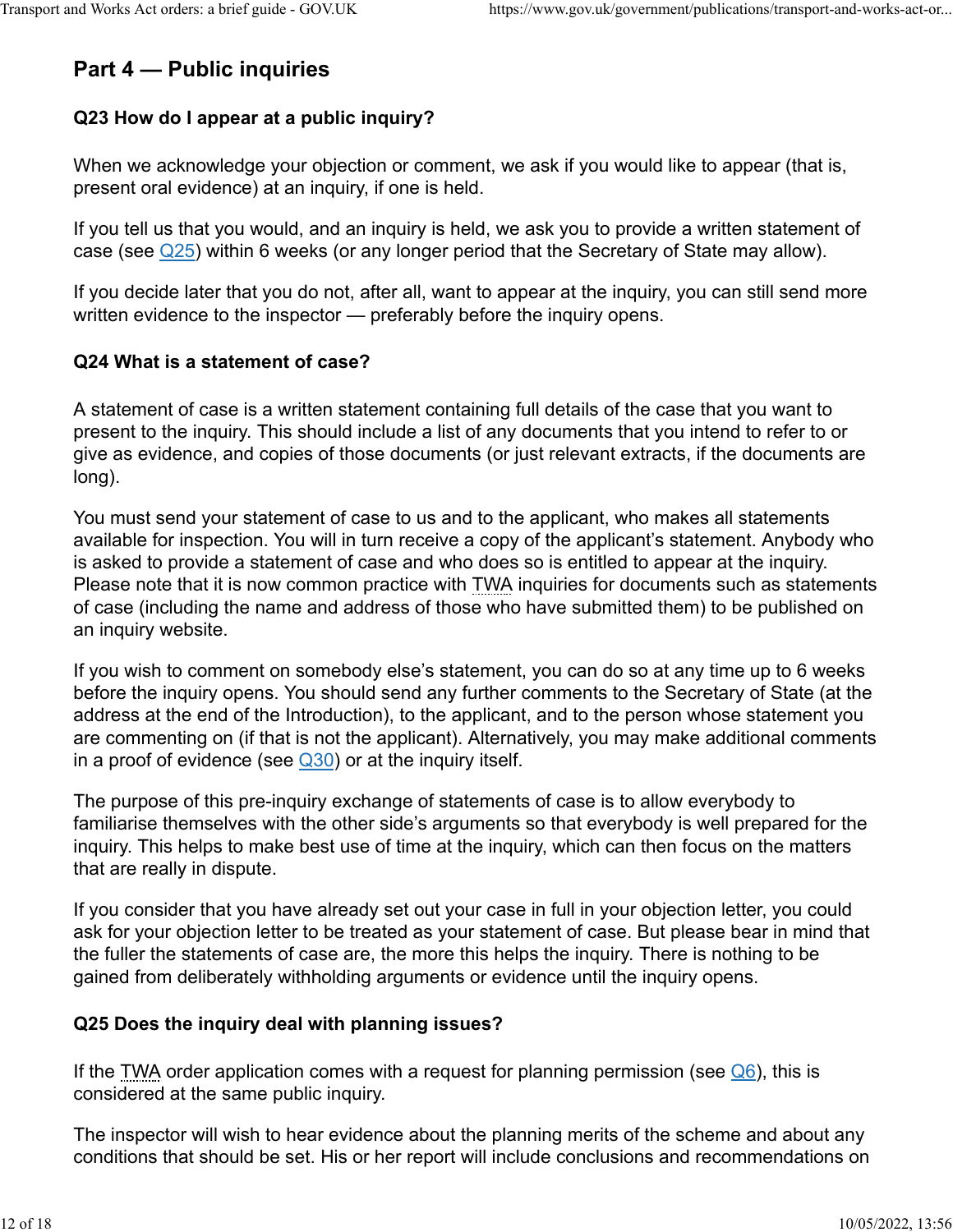## Part 4 — Public inquiries

### Q23 How do I appear at a public inquiry?

When we acknowledge your objection or comment, we ask if you would like to appear (that is, present oral evidence) at an inquiry, if one is held.

If you tell us that you would, and an inquiry is held, we ask you to provide a written statement of case (see Q25) within 6 weeks (or any longer period that the Secretary of State may allow).

If you decide later that you do not, after all, want to appear at the inquiry, you can still send more written evidence to the inspector — preferably before the inquiry opens.

### Q24 What is a statement of case?

A statement of case is a written statement containing full details of the case that you want to present to the inquiry. This should include a list of any documents that you intend to refer to or give as evidence, and copies of those documents (or just relevant extracts, if the documents are long).

You must send your statement of case to us and to the applicant, who makes all statements available for inspection. You will in turn receive a copy of the applicant's statement. Anybody who is asked to provide a statement of case and who does so is entitled to appear at the inquiry. Please note that it is now common practice with TWA inquiries for documents such as statements of case (including the name and address of those who have submitted them) to be published on an inquiry website.

If you wish to comment on somebody else's statement, you can do so at any time up to 6 weeks before the inquiry opens. You should send any further comments to the Secretary of State (at the address at the end of the Introduction), to the applicant, and to the person whose statement you are commenting on (if that is not the applicant). Alternatively, you may make additional comments in a proof of evidence (see Q30) or at the inquiry itself.

The purpose of this pre-inquiry exchange of statements of case is to allow everybody to familiarise themselves with the other side's arguments so that everybody is well prepared for the inquiry. This helps to make best use of time at the inquiry, which can then focus on the matters that are really in dispute.

If you consider that you have already set out your case in full in your objection letter, you could ask for your objection letter to be treated as your statement of case. But please bear in mind that the fuller the statements of case are, the more this helps the inquiry. There is nothing to be gained from deliberately withholding arguments or evidence until the inquiry opens.

### Q25 Does the inquiry deal with planning issues?

If the TWA order application comes with a request for planning permission (see Q6), this is considered at the same public inquiry.

The inspector will wish to hear evidence about the planning merits of the scheme and about any conditions that should be set. His or her report will include conclusions and recommendations on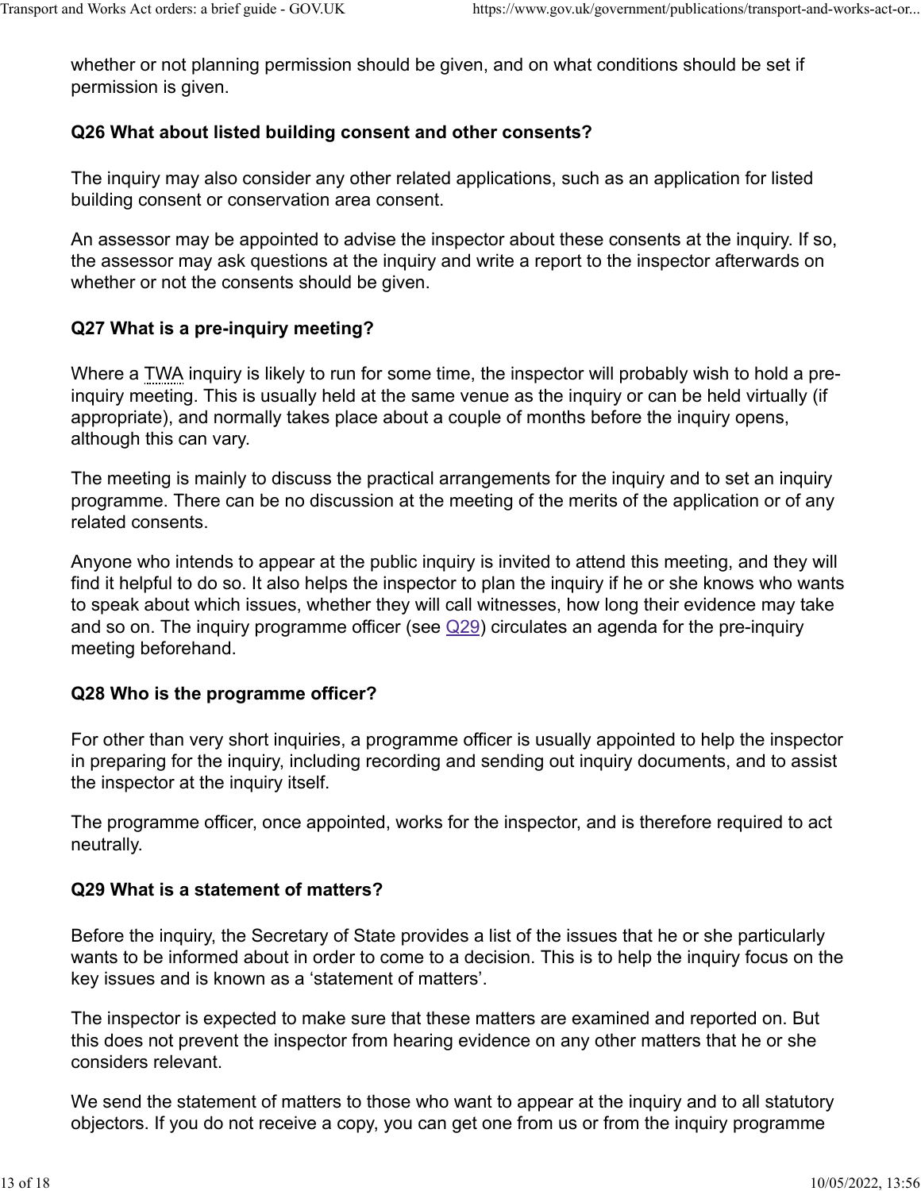whether or not planning permission should be given, and on what conditions should be set if permission is given.

### Q26 What about listed building consent and other consents?

The inquiry may also consider any other related applications, such as an application for listed building consent or conservation area consent.

An assessor may be appointed to advise the inspector about these consents at the inquiry. If so, the assessor may ask questions at the inquiry and write a report to the inspector afterwards on whether or not the consents should be given.

### Q27 What is a pre-inquiry meeting?

Where a TWA inquiry is likely to run for some time, the inspector will probably wish to hold a pre-inquiry meeting. This is usually held at the same venue as the inquiry or can be held virtually (if appropriate), and normally takes place about a couple of months before the inquiry opens, although this can vary.

The meeting is mainly to discuss the practical arrangements for the inquiry and to set an inquiry programme. There can be no discussion at the meeting of the merits of the application or of any related consents.

Anyone who intends to appear at the public inquiry is invited to attend this meeting, and they will find it helpful to do so. It also helps the inspector to plan the inquiry if he or she knows who wants to speak about which issues, whether they will call witnesses, how long their evidence may take and so on. The inquiry programme officer (see Q29) circulates an agenda for the pre-inquiry meeting beforehand.

### Q28 Who is the programme officer?

For other than very short inquiries, a programme officer is usually appointed to help the inspector in preparing for the inquiry, including recording and sending out inquiry documents, and to assist the inspector at the inquiry itself.

The programme officer, once appointed, works for the inspector, and is therefore required to act neutrally.

### Q29 What is a statement of matters?

Before the inquiry, the Secretary of State provides a list of the issues that he or she particularly wants to be informed about in order to come to a decision. This is to help the inquiry focus on the key issues and is known as a ‘statement of matters’.

The inspector is expected to make sure that these matters are examined and reported on. But this does not prevent the inspector from hearing evidence on any other matters that he or she considers relevant.

We send the statement of matters to those who want to appear at the inquiry and to all statutory objectors. If you do not receive a copy, you can get one from us or from the inquiry programme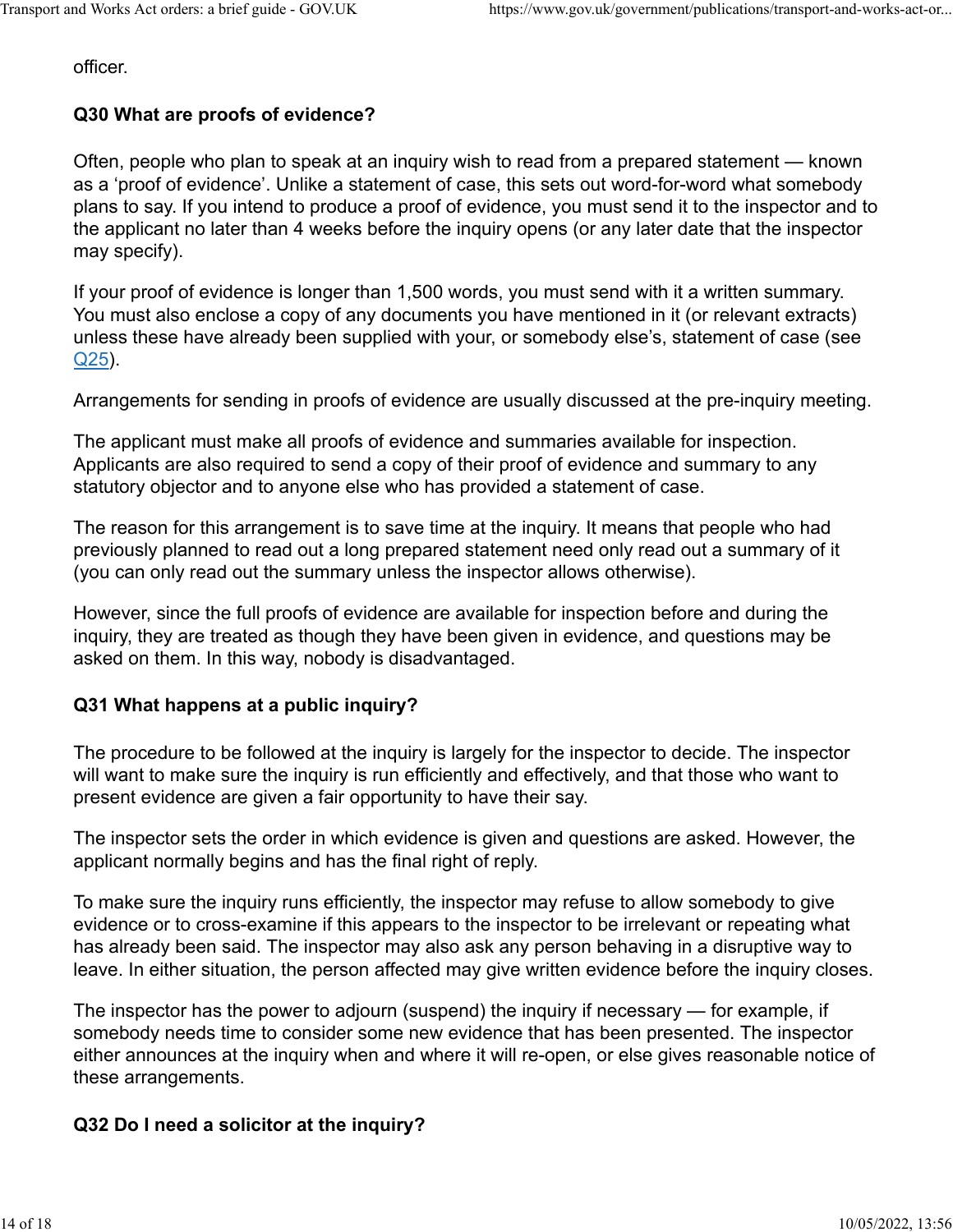officer.

### Q30 What are proofs of evidence?

Often, people who plan to speak at an inquiry wish to read from a prepared statement — known as a ‘proof of evidence’. Unlike a statement of case, this sets out word-for-word what somebody plans to say. If you intend to produce a proof of evidence, you must send it to the inspector and to the applicant no later than 4 weeks before the inquiry opens (or any later date that the inspector may specify).

If your proof of evidence is longer than 1,500 words, you must send with it a written summary. You must also enclose a copy of any documents you have mentioned in it (or relevant extracts) unless these have already been supplied with your, or somebody else’s, statement of case (see Q25).

Arrangements for sending in proofs of evidence are usually discussed at the pre-inquiry meeting.

The applicant must make all proofs of evidence and summaries available for inspection. Applicants are also required to send a copy of their proof of evidence and summary to any statutory objector and to anyone else who has provided a statement of case.

The reason for this arrangement is to save time at the inquiry. It means that people who had previously planned to read out a long prepared statement need only read out a summary of it (you can only read out the summary unless the inspector allows otherwise).

However, since the full proofs of evidence are available for inspection before and during the inquiry, they are treated as though they have been given in evidence, and questions may be asked on them. In this way, nobody is disadvantaged.

### Q31 What happens at a public inquiry?

The procedure to be followed at the inquiry is largely for the inspector to decide. The inspector will want to make sure the inquiry is run efficiently and effectively, and that those who want to present evidence are given a fair opportunity to have their say.

The inspector sets the order in which evidence is given and questions are asked. However, the applicant normally begins and has the final right of reply.

To make sure the inquiry runs efficiently, the inspector may refuse to allow somebody to give evidence or to cross-examine if this appears to the inspector to be irrelevant or repeating what has already been said. The inspector may also ask any person behaving in a disruptive way to leave. In either situation, the person affected may give written evidence before the inquiry closes.

The inspector has the power to adjourn (suspend) the inquiry if necessary — for example, if somebody needs time to consider some new evidence that has been presented. The inspector either announces at the inquiry when and where it will re-open, or else gives reasonable notice of these arrangements.

### Q32 Do I need a solicitor at the inquiry?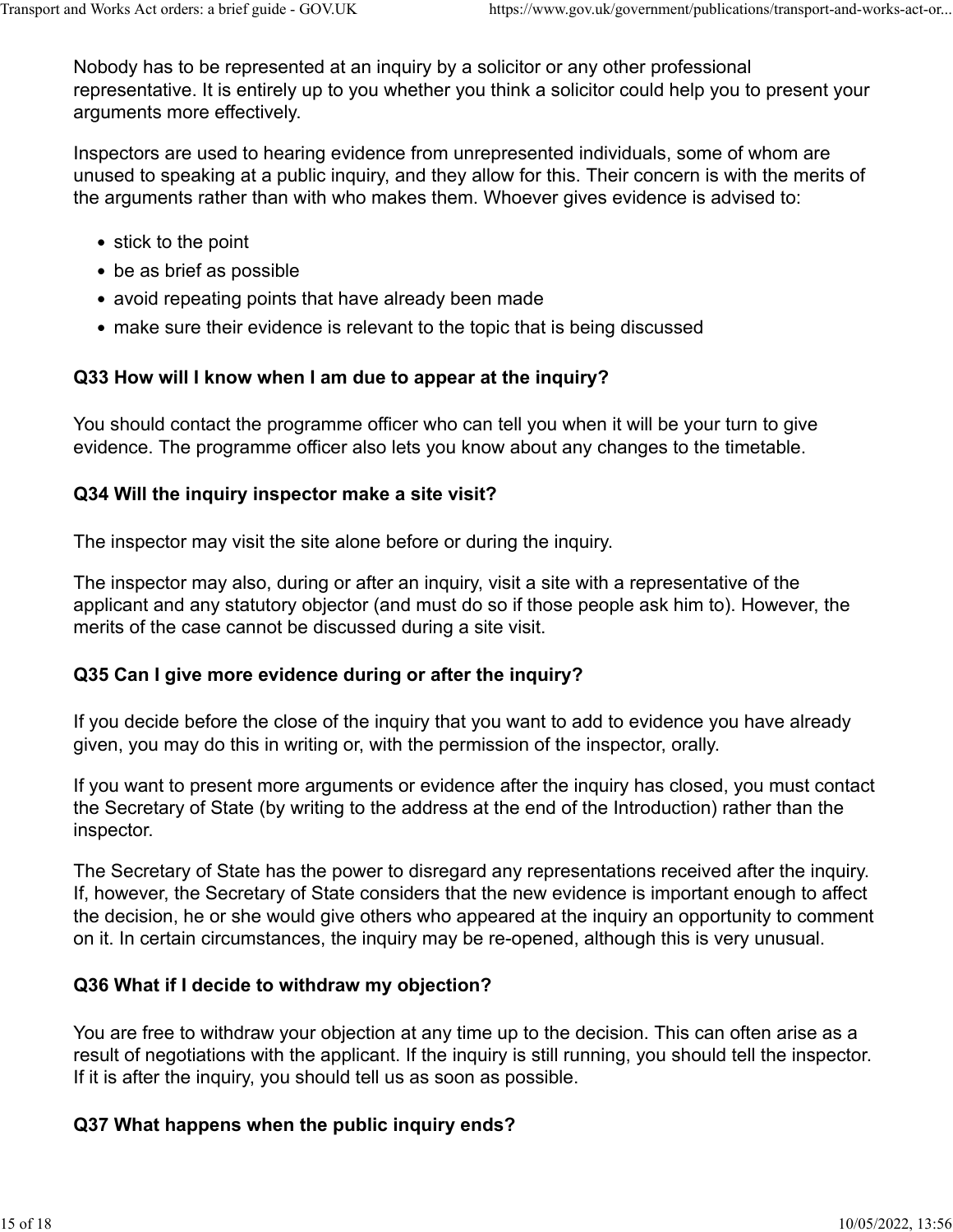Nobody has to be represented at an inquiry by a solicitor or any other professional representative. It is entirely up to you whether you think a solicitor could help you to present your arguments more effectively.

Inspectors are used to hearing evidence from unrepresented individuals, some of whom are unused to speaking at a public inquiry, and they allow for this. Their concern is with the merits of the arguments rather than with who makes them. Whoever gives evidence is advised to:

- stick to the point
- be as brief as possible
- avoid repeating points that have already been made
- make sure their evidence is relevant to the topic that is being discussed

### Q33 How will I know when I am due to appear at the inquiry?

You should contact the programme officer who can tell you when it will be your turn to give evidence. The programme officer also lets you know about any changes to the timetable.

### Q34 Will the inquiry inspector make a site visit?

The inspector may visit the site alone before or during the inquiry.

The inspector may also, during or after an inquiry, visit a site with a representative of the applicant and any statutory objector (and must do so if those people ask him to). However, the merits of the case cannot be discussed during a site visit.

### Q35 Can I give more evidence during or after the inquiry?

If you decide before the close of the inquiry that you want to add to evidence you have already given, you may do this in writing or, with the permission of the inspector, orally.

If you want to present more arguments or evidence after the inquiry has closed, you must contact the Secretary of State (by writing to the address at the end of the Introduction) rather than the inspector.

The Secretary of State has the power to disregard any representations received after the inquiry. If, however, the Secretary of State considers that the new evidence is important enough to affect the decision, he or she would give others who appeared at the inquiry an opportunity to comment on it. In certain circumstances, the inquiry may be re-opened, although this is very unusual.

### Q36 What if I decide to withdraw my objection?

You are free to withdraw your objection at any time up to the decision. This can often arise as a result of negotiations with the applicant. If the inquiry is still running, you should tell the inspector. If it is after the inquiry, you should tell us as soon as possible.

### Q37 What happens when the public inquiry ends?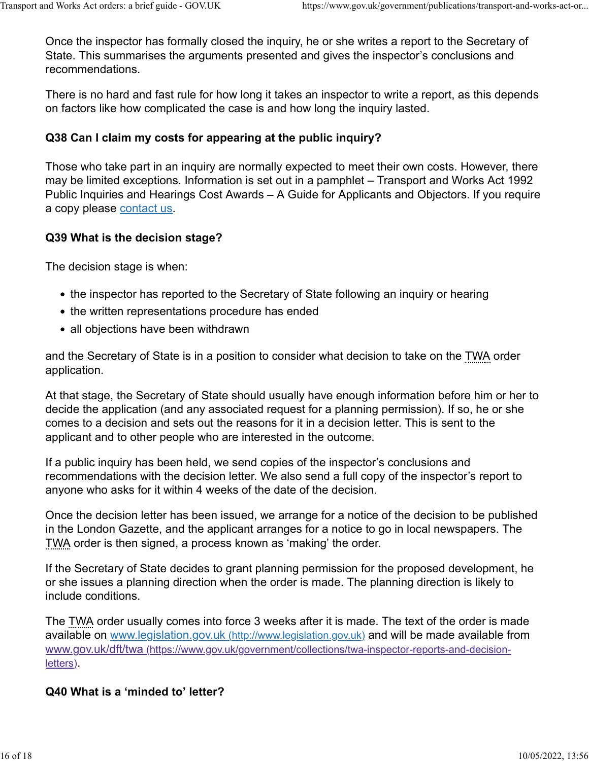Once the inspector has formally closed the inquiry, he or she writes a report to the Secretary of State. This summarises the arguments presented and gives the inspector's conclusions and recommendations.

There is no hard and fast rule for how long it takes an inspector to write a report, as this depends on factors like how complicated the case is and how long the inquiry lasted.

### Q38 Can I claim my costs for appearing at the public inquiry?

Those who take part in an inquiry are normally expected to meet their own costs. However, there may be limited exceptions. Information is set out in a pamphlet – Transport and Works Act 1992 Public Inquiries and Hearings Cost Awards – A Guide for Applicants and Objectors. If you require a copy please contact us.

### Q39 What is the decision stage?

The decision stage is when:

- the inspector has reported to the Secretary of State following an inquiry or hearing
- the written representations procedure has ended
- all objections have been withdrawn

and the Secretary of State is in a position to consider what decision to take on the TWA order application.

At that stage, the Secretary of State should usually have enough information before him or her to decide the application (and any associated request for a planning permission). If so, he or she comes to a decision and sets out the reasons for it in a decision letter. This is sent to the applicant and to other people who are interested in the outcome.

If a public inquiry has been held, we send copies of the inspector's conclusions and recommendations with the decision letter. We also send a full copy of the inspector's report to anyone who asks for it within 4 weeks of the date of the decision.

Once the decision letter has been issued, we arrange for a notice of the decision to be published in the London Gazette, and the applicant arranges for a notice to go in local newspapers. The TWA order is then signed, a process known as 'making' the order.

If the Secretary of State decides to grant planning permission for the proposed development, he or she issues a planning direction when the order is made. The planning direction is likely to include conditions.

The TWA order usually comes into force 3 weeks after it is made. The text of the order is made available on www.legislation.gov.uk (http://www.legislation.gov.uk) and will be made available from www.gov.uk/dft/twa (https://www.gov.uk/government/collections/twa-inspector-reports-and-decision-letters).

### Q40 What is a 'minded to' letter?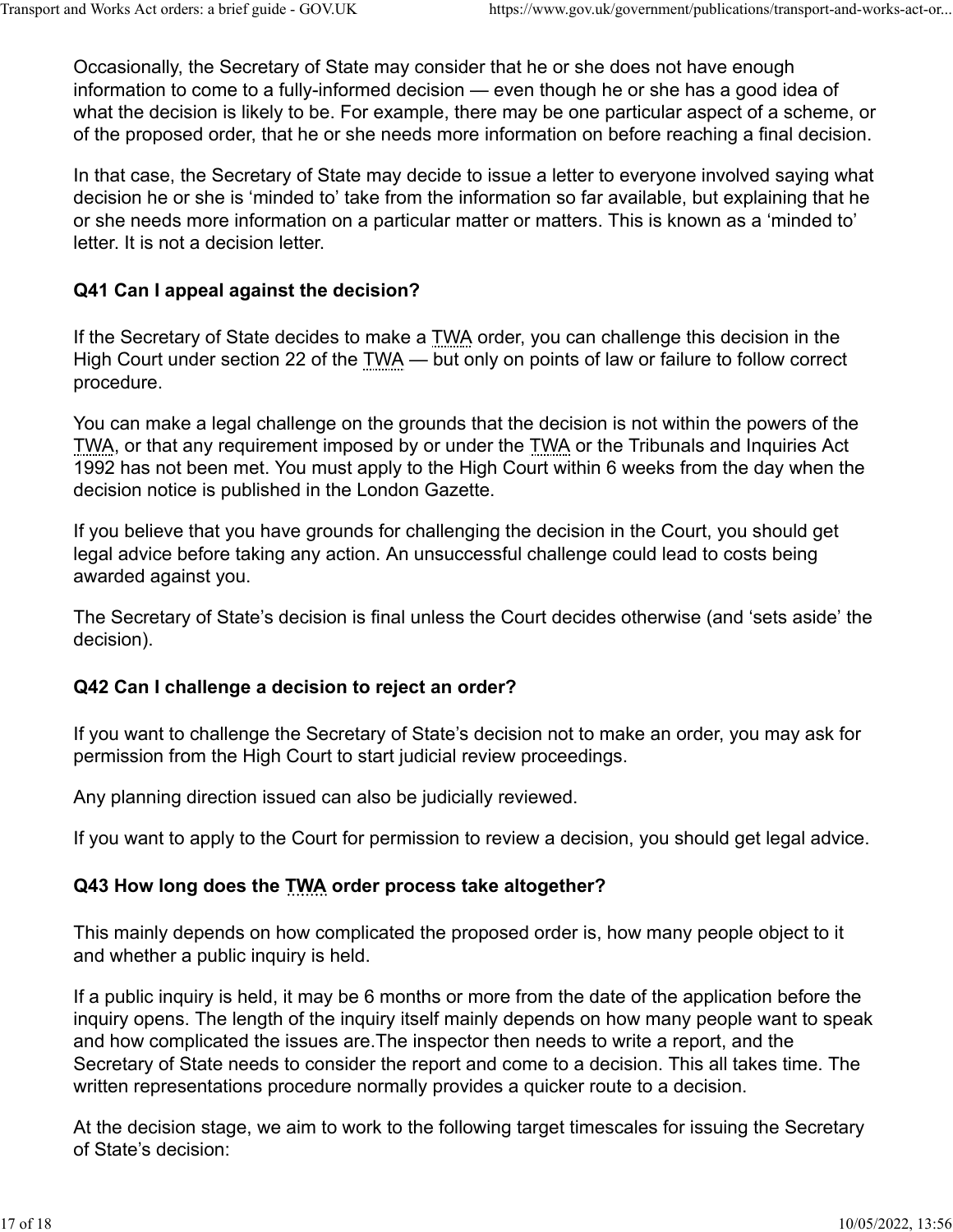Occasionally, the Secretary of State may consider that he or she does not have enough information to come to a fully-informed decision — even though he or she has a good idea of what the decision is likely to be. For example, there may be one particular aspect of a scheme, or of the proposed order, that he or she needs more information on before reaching a final decision.

In that case, the Secretary of State may decide to issue a letter to everyone involved saying what decision he or she is 'minded to' take from the information so far available, but explaining that he or she needs more information on a particular matter or matters. This is known as a 'minded to' letter. It is not a decision letter.

### Q41 Can I appeal against the decision?

If the Secretary of State decides to make a TWA order, you can challenge this decision in the High Court under section 22 of the TWA — but only on points of law or failure to follow correct procedure.

You can make a legal challenge on the grounds that the decision is not within the powers of the TWA, or that any requirement imposed by or under the TWA or the Tribunals and Inquiries Act 1992 has not been met. You must apply to the High Court within 6 weeks from the day when the decision notice is published in the London Gazette.

If you believe that you have grounds for challenging the decision in the Court, you should get legal advice before taking any action. An unsuccessful challenge could lead to costs being awarded against you.

The Secretary of State's decision is final unless the Court decides otherwise (and 'sets aside' the decision).

### Q42 Can I challenge a decision to reject an order?

If you want to challenge the Secretary of State's decision not to make an order, you may ask for permission from the High Court to start judicial review proceedings.

Any planning direction issued can also be judicially reviewed.

If you want to apply to the Court for permission to review a decision, you should get legal advice.

### Q43 How long does the TWA order process take altogether?

This mainly depends on how complicated the proposed order is, how many people object to it and whether a public inquiry is held.

If a public inquiry is held, it may be 6 months or more from the date of the application before the inquiry opens. The length of the inquiry itself mainly depends on how many people want to speak and how complicated the issues are.The inspector then needs to write a report, and the Secretary of State needs to consider the report and come to a decision. This all takes time. The written representations procedure normally provides a quicker route to a decision.

At the decision stage, we aim to work to the following target timescales for issuing the Secretary of State's decision: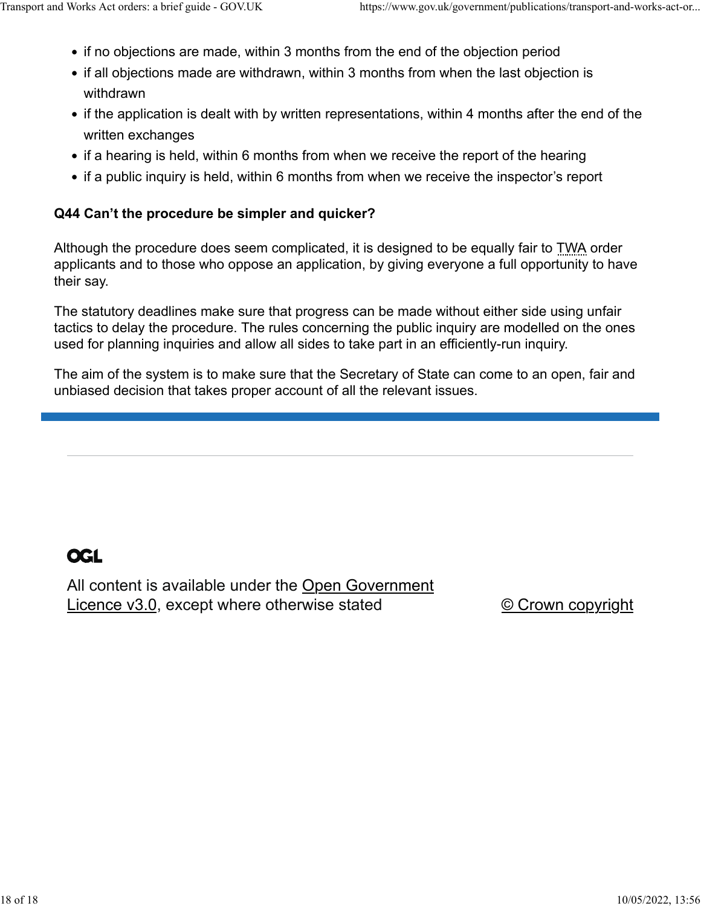- if no objections are made, within 3 months from the end of the objection period
- if all objections made are withdrawn, within 3 months from when the last objection is withdrawn
- if the application is dealt with by written representations, within 4 months after the end of the written exchanges
- if a hearing is held, within 6 months from when we receive the report of the hearing
- if a public inquiry is held, within 6 months from when we receive the inspector's report

### Q44 Can't the procedure be simpler and quicker?

Although the procedure does seem complicated, it is designed to be equally fair to TWA order applicants and to those who oppose an application, by giving everyone a full opportunity to have their say.

The statutory deadlines make sure that progress can be made without either side using unfair tactics to delay the procedure. The rules concerning the public inquiry are modelled on the ones used for planning inquiries and allow all sides to take part in an efficiently-run inquiry.

The aim of the system is to make sure that the Secretary of State can come to an open, fair and unbiased decision that takes proper account of all the relevant issues.

---

OGL

All content is available under the Open Government Licence v3.0, except where otherwise stated

© Crown copyright